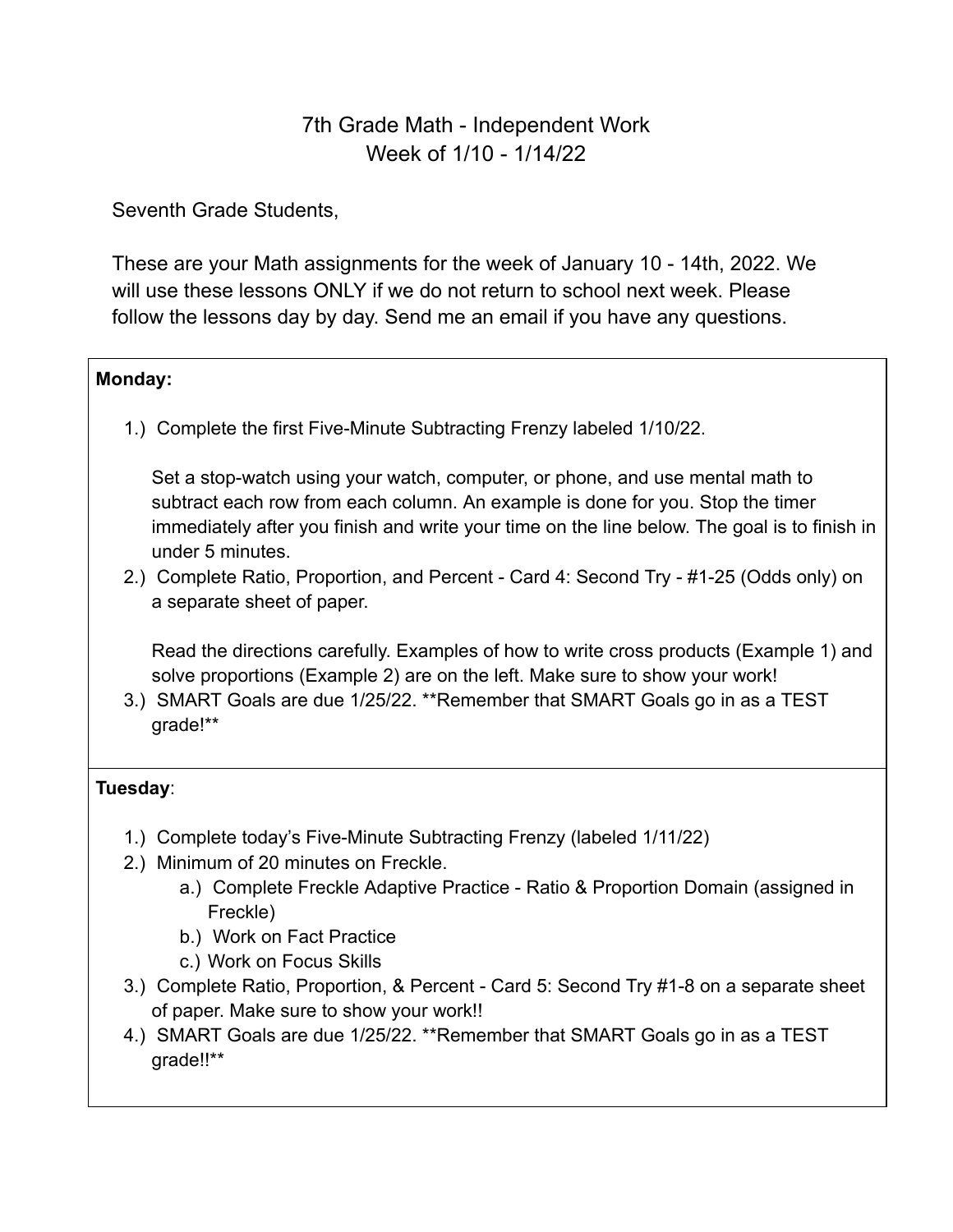# 7th Grade Math - Independent Work
## Week of 1/10 - 1/14/22

Seventh Grade Students,

These are your Math assignments for the week of January 10 - 14th, 2022. We will use these lessons ONLY if we do not return to school next week. Please follow the lessons day by day. Send me an email if you have any questions.

**Monday:**

1.) Complete the first Five-Minute Subtracting Frenzy labeled 1/10/22.

   Set a stop-watch using your watch, computer, or phone, and use mental math to subtract each row from each column. An example is done for you. Stop the timer immediately after you finish and write your time on the line below. The goal is to finish in under 5 minutes.

2.) Complete Ratio, Proportion, and Percent - Card 4: Second Try - #1-25 (Odds only) on a separate sheet of paper.

   Read the directions carefully. Examples of how to write cross products (Example 1) and solve proportions (Example 2) are on the left. Make sure to show your work!

3.) SMART Goals are due 1/25/22. **Remember that SMART Goals go in as a TEST grade!**

**Tuesday**:

1.) Complete today's Five-Minute Subtracting Frenzy (labeled 1/11/22)
2.) Minimum of 20 minutes on Freckle.
   a.) Complete Freckle Adaptive Practice - Ratio & Proportion Domain (assigned in Freckle)
   b.) Work on Fact Practice
   c.) Work on Focus Skills
3.) Complete Ratio, Proportion, & Percent - Card 5: Second Try #1-8 on a separate sheet of paper. Make sure to show your work!!
4.) SMART Goals are due 1/25/22. **Remember that SMART Goals go in as a TEST grade!!**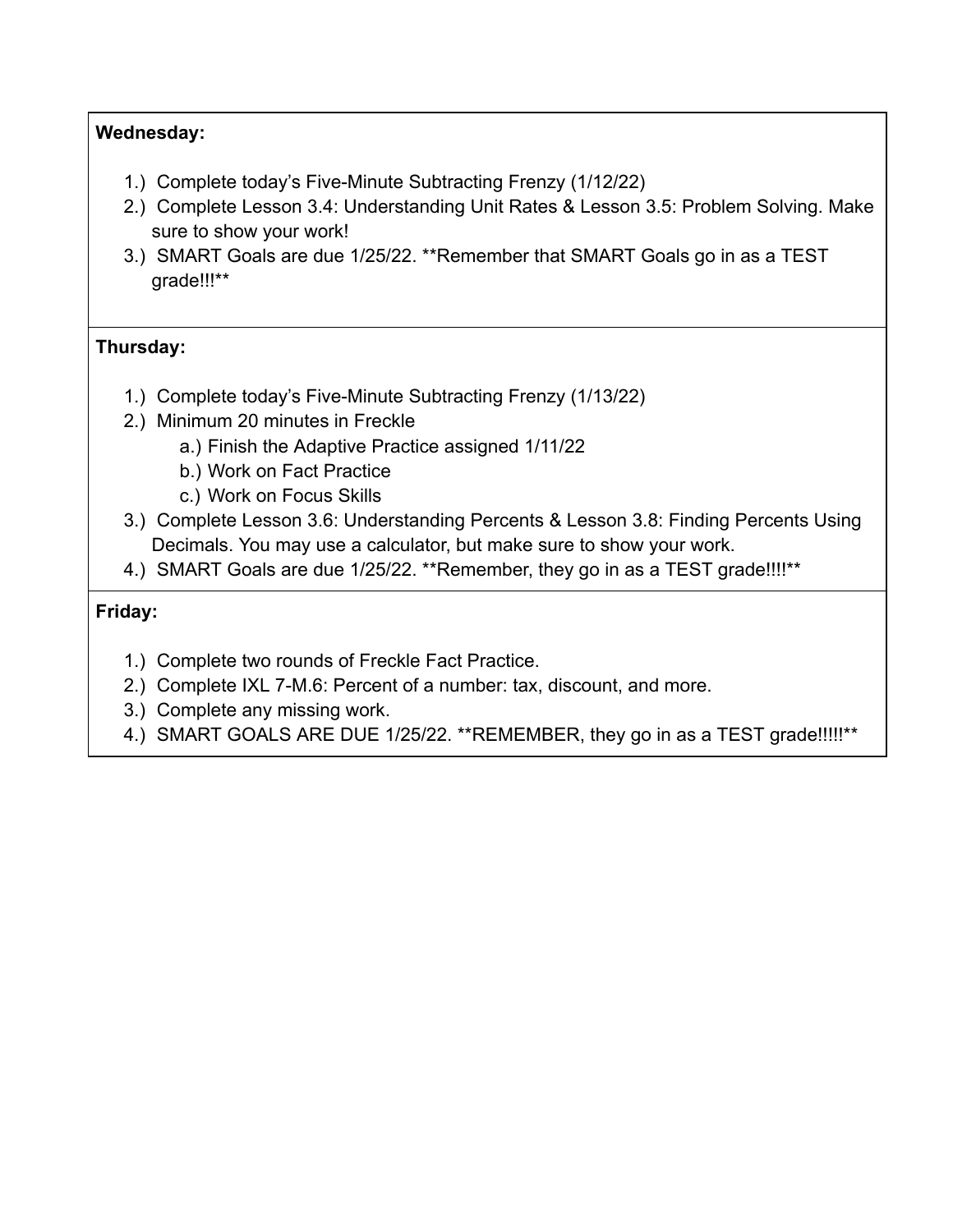**Wednesday:**

1.) Complete today's Five-Minute Subtracting Frenzy (1/12/22)
2.) Complete Lesson 3.4: Understanding Unit Rates & Lesson 3.5: Problem Solving. Make sure to show your work!
3.) SMART Goals are due 1/25/22. **Remember that SMART Goals go in as a TEST grade!!!**

**Thursday:**

1.) Complete today's Five-Minute Subtracting Frenzy (1/13/22)
2.) Minimum 20 minutes in Freckle
    a.) Finish the Adaptive Practice assigned 1/11/22
    b.) Work on Fact Practice
    c.) Work on Focus Skills
3.) Complete Lesson 3.6: Understanding Percents & Lesson 3.8: Finding Percents Using Decimals. You may use a calculator, but make sure to show your work.
4.) SMART Goals are due 1/25/22. **Remember, they go in as a TEST grade!!!!**

**Friday:**

1.) Complete two rounds of Freckle Fact Practice.
2.) Complete IXL 7-M.6: Percent of a number: tax, discount, and more.
3.) Complete any missing work.
4.) SMART GOALS ARE DUE 1/25/22. **REMEMBER, they go in as a TEST grade!!!!!**